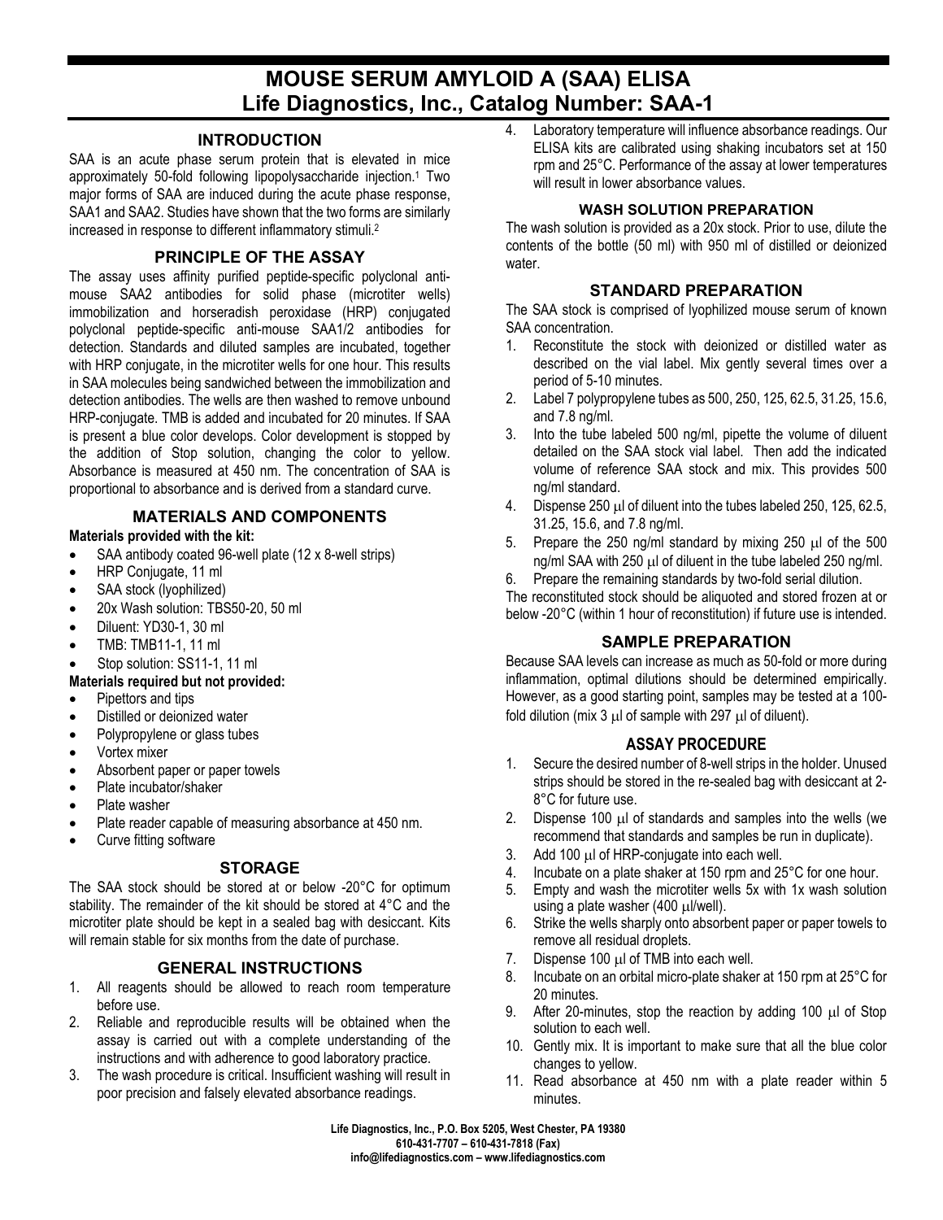# MOUSE SERUM AMYLOID A (SAA) ELISA
# Life Diagnostics, Inc., Catalog Number: SAA-1

## INTRODUCTION

SAA is an acute phase serum protein that is elevated in mice approximately 50-fold following lipopolysaccharide injection.[1] Two major forms of SAA are induced during the acute phase response, SAA1 and SAA2. Studies have shown that the two forms are similarly increased in response to different inflammatory stimuli.[2]

## PRINCIPLE OF THE ASSAY

The assay uses affinity purified peptide-specific polyclonal anti-mouse SAA2 antibodies for solid phase (microtiter wells) immobilization and horseradish peroxidase (HRP) conjugated polyclonal peptide-specific anti-mouse SAA1/2 antibodies for detection. Standards and diluted samples are incubated, together with HRP conjugate, in the microtiter wells for one hour. This results in SAA molecules being sandwiched between the immobilization and detection antibodies. The wells are then washed to remove unbound HRP-conjugate. TMB is added and incubated for 20 minutes. If SAA is present a blue color develops. Color development is stopped by the addition of Stop solution, changing the color to yellow. Absorbance is measured at 450 nm. The concentration of SAA is proportional to absorbance and is derived from a standard curve.

## MATERIALS AND COMPONENTS

**Materials provided with the kit:**

- SAA antibody coated 96-well plate (12 x 8-well strips)
- HRP Conjugate, 11 ml
- SAA stock (lyophilized)
- 20x Wash solution: TBS50-20, 50 ml
- Diluent: YD30-1, 30 ml
- TMB: TMB11-1, 11 ml
- Stop solution: SS11-1, 11 ml

**Materials required but not provided:**

- Pipettors and tips
- Distilled or deionized water
- Polypropylene or glass tubes
- Vortex mixer
- Absorbent paper or paper towels
- Plate incubator/shaker
- Plate washer
- Plate reader capable of measuring absorbance at 450 nm.
- Curve fitting software

## STORAGE

The SAA stock should be stored at or below -20°C for optimum stability. The remainder of the kit should be stored at 4°C and the microtiter plate should be kept in a sealed bag with desiccant. Kits will remain stable for six months from the date of purchase.

## GENERAL INSTRUCTIONS

1. All reagents should be allowed to reach room temperature before use.
2. Reliable and reproducible results will be obtained when the assay is carried out with a complete understanding of the instructions and with adherence to good laboratory practice.
3. The wash procedure is critical. Insufficient washing will result in poor precision and falsely elevated absorbance readings.
4. Laboratory temperature will influence absorbance readings. Our ELISA kits are calibrated using shaking incubators set at 150 rpm and 25°C. Performance of the assay at lower temperatures will result in lower absorbance values.

## WASH SOLUTION PREPARATION

The wash solution is provided as a 20x stock. Prior to use, dilute the contents of the bottle (50 ml) with 950 ml of distilled or deionized water.

## STANDARD PREPARATION

The SAA stock is comprised of lyophilized mouse serum of known SAA concentration.

1. Reconstitute the stock with deionized or distilled water as described on the vial label. Mix gently several times over a period of 5-10 minutes.
2. Label 7 polypropylene tubes as 500, 250, 125, 62.5, 31.25, 15.6, and 7.8 ng/ml.
3. Into the tube labeled 500 ng/ml, pipette the volume of diluent detailed on the SAA stock vial label. Then add the indicated volume of reference SAA stock and mix. This provides 500 ng/ml standard.
4. Dispense 250 μl of diluent into the tubes labeled 250, 125, 62.5, 31.25, 15.6, and 7.8 ng/ml.
5. Prepare the 250 ng/ml standard by mixing 250 μl of the 500 ng/ml SAA with 250 μl of diluent in the tube labeled 250 ng/ml.
6. Prepare the remaining standards by two-fold serial dilution.

The reconstituted stock should be aliquoted and stored frozen at or below -20°C (within 1 hour of reconstitution) if future use is intended.

## SAMPLE PREPARATION

Because SAA levels can increase as much as 50-fold or more during inflammation, optimal dilutions should be determined empirically. However, as a good starting point, samples may be tested at a 100-fold dilution (mix 3 μl of sample with 297 μl of diluent).

## ASSAY PROCEDURE

1. Secure the desired number of 8-well strips in the holder. Unused strips should be stored in the re-sealed bag with desiccant at 2-8°C for future use.
2. Dispense 100 μl of standards and samples into the wells (we recommend that standards and samples be run in duplicate).
3. Add 100 μl of HRP-conjugate into each well.
4. Incubate on a plate shaker at 150 rpm and 25°C for one hour.
5. Empty and wash the microtiter wells 5x with 1x wash solution using a plate washer (400 μl/well).
6. Strike the wells sharply onto absorbent paper or paper towels to remove all residual droplets.
7. Dispense 100 μl of TMB into each well.
8. Incubate on an orbital micro-plate shaker at 150 rpm at 25°C for 20 minutes.
9. After 20-minutes, stop the reaction by adding 100 μl of Stop solution to each well.
10. Gently mix. It is important to make sure that all the blue color changes to yellow.
11. Read absorbance at 450 nm with a plate reader within 5 minutes.

Life Diagnostics, Inc., P.O. Box 5205, West Chester, PA 19380
610-431-7707 – 610-431-7818 (Fax)
info@lifediagnostics.com – www.lifediagnostics.com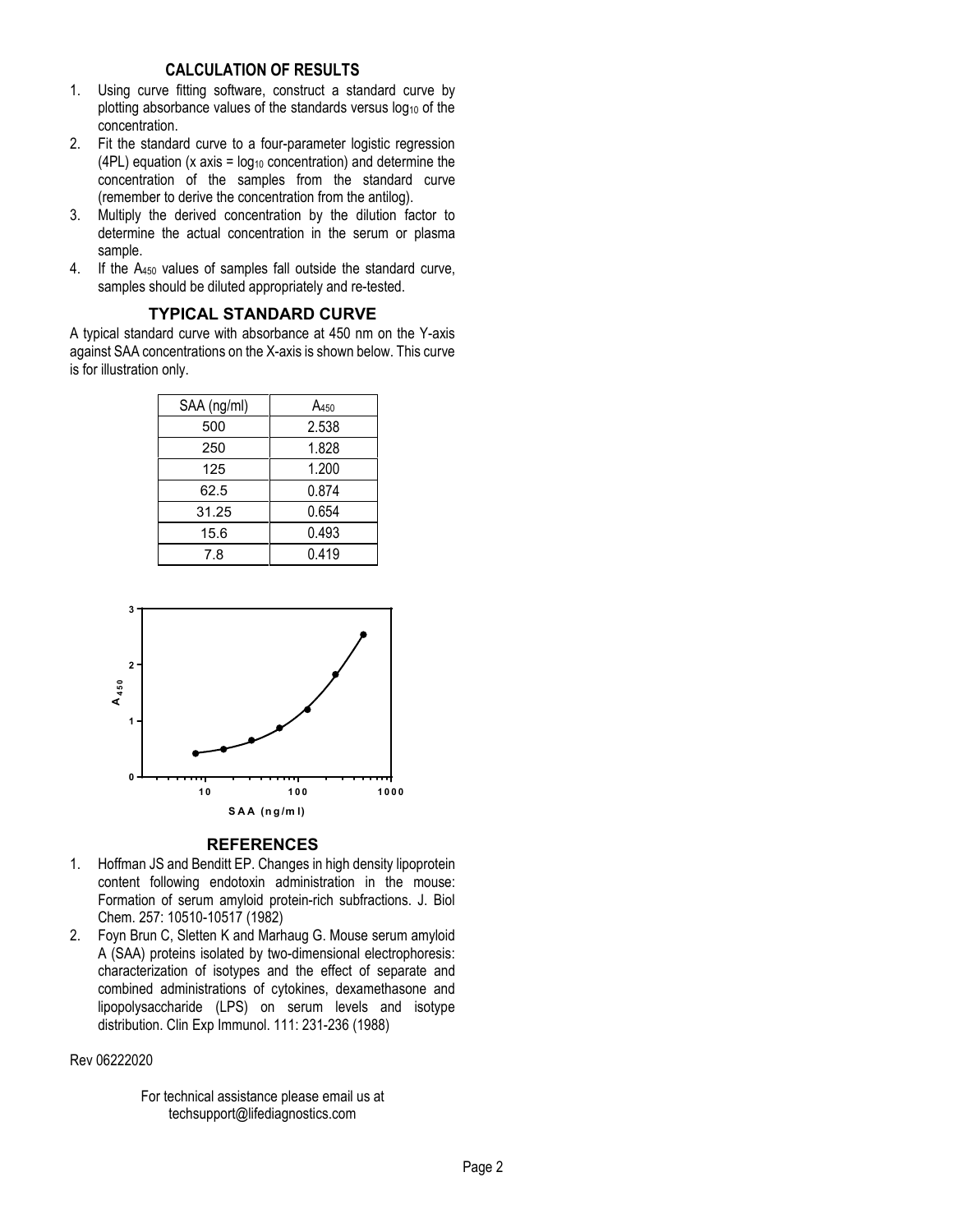## CALCULATION OF RESULTS

1. Using curve fitting software, construct a standard curve by plotting absorbance values of the standards versus $\log_{10}$ of the concentration.
2. Fit the standard curve to a four-parameter logistic regression (4PL) equation (x axis = $\log_{10}$ concentration) and determine the concentration of the samples from the standard curve (remember to derive the concentration from the antilog).
3. Multiply the derived concentration by the dilution factor to determine the actual concentration in the serum or plasma sample.
4. If the $A_{450}$ values of samples fall outside the standard curve, samples should be diluted appropriately and re-tested.

## TYPICAL STANDARD CURVE

A typical standard curve with absorbance at 450 nm on the Y-axis against SAA concentrations on the X-axis is shown below. This curve is for illustration only.

| SAA (ng/ml) | $A_{450}$ |
|---|---|
| 500 | 2.538 |
| 250 | 1.828 |
| 125 | 1.200 |
| 62.5 | 0.874 |
| 31.25 | 0.654 |
| 15.6 | 0.493 |
| 7.8 | 0.419 |

$A_{450}$

0
1
2
3

10
100
1000

SAA (ng/ml)

## REFERENCES

1. Hoffman JS and Benditt EP. Changes in high density lipoprotein content following endotoxin administration in the mouse: Formation of serum amyloid protein-rich subfractions. J. Biol Chem. 257: 10510-10517 (1982)
2. Foyn Brun C, Sletten K and Marhaug G. Mouse serum amyloid A (SAA) proteins isolated by two-dimensional electrophoresis: characterization of isotypes and the effect of separate and combined administrations of cytokines, dexamethasone and lipopolysaccharide (LPS) on serum levels and isotype distribution. Clin Exp Immunol. 111: 231-236 (1988)

Rev 06222020

For technical assistance please email us at techsupport@lifediagnostics.com